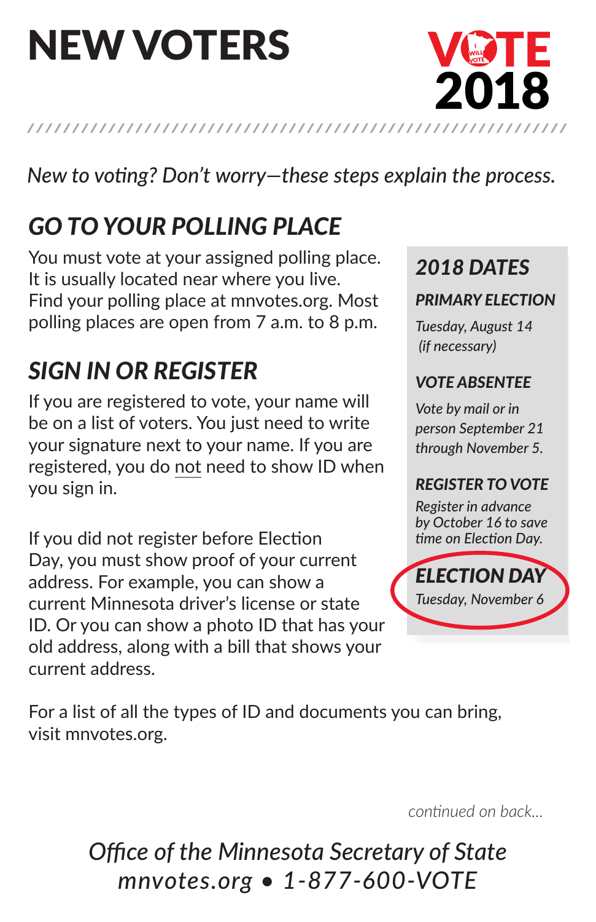# NEW VOTERS

VOTE 2018

*New to voting? Don't worry—these steps explain the process.*

## *GO TO YOUR POLLING PLACE*

You must vote at your assigned polling place. It is usually located near where you live. Find your polling place at mnvotes.org. Most polling places are open from 7 a.m. to 8 p.m.

## *SIGN IN OR REGISTER*

If you are registered to vote, your name will be on a list of voters. You just need to write your signature next to your name. If you are registered, you do not need to show ID when you sign in.

If you did not register before Election Day, you must show proof of your current address. For example, you can show a current Minnesota driver's license or state ID. Or you can show a photo ID that has your old address, along with a bill that shows your current address.

For a list of all the types of ID and documents you can bring, visit mnvotes.org.

### *2018 DATES*

***PRIMARY ELECTION***

*Tuesday, August 14 (if necessary)*

***VOTE ABSENTEE***

*Vote by mail or in person September 21 through November 5.*

***REGISTER TO VOTE***

*Register in advance by October 16 to save time on Election Day.*

***ELECTION DAY***

*Tuesday, November 6*

*continued on back...*

*Office of the Minnesota Secretary of State*
*mnvotes.org • 1-877-600-VOTE*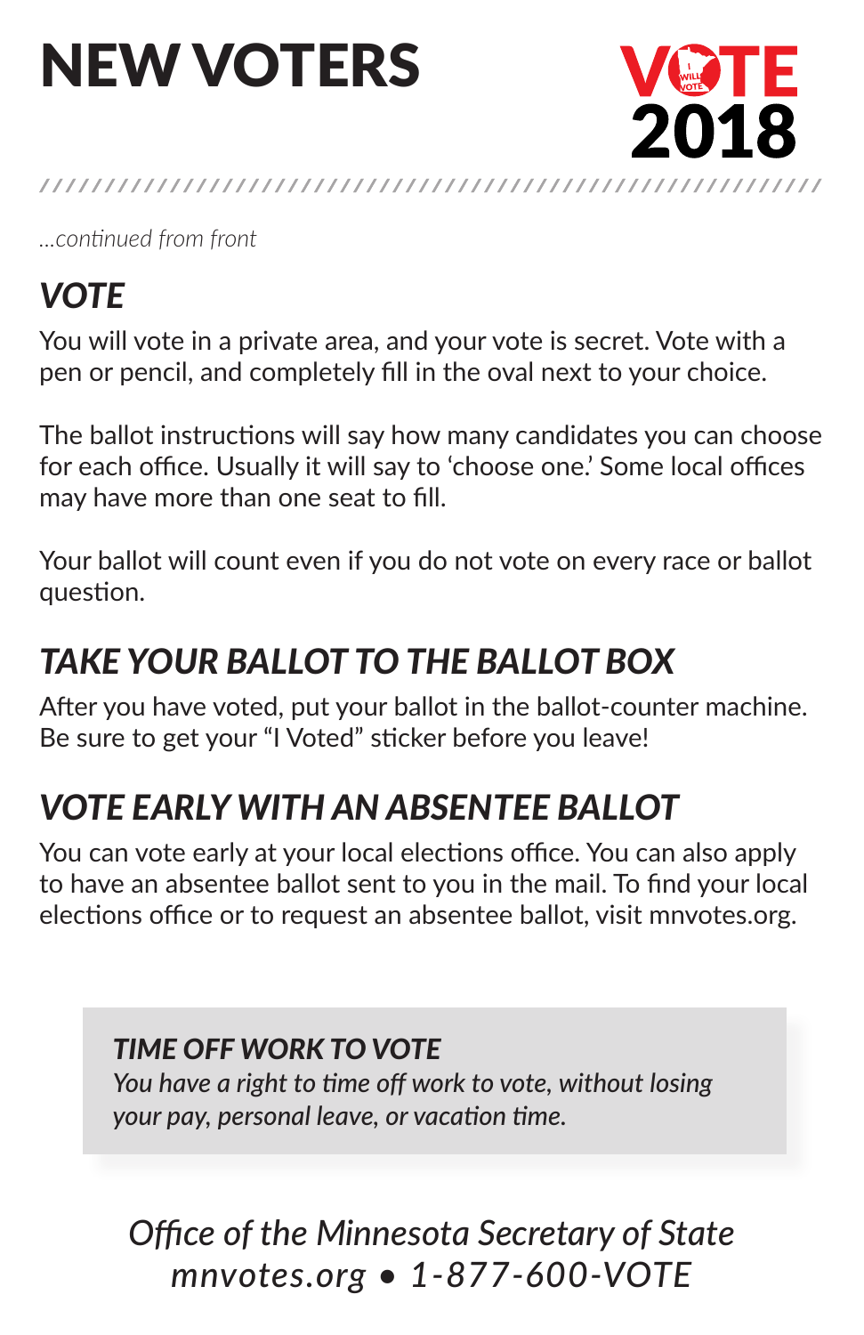# NEW VOTERS

VOTE 2018

*...continued from front*

## *VOTE*

You will vote in a private area, and your vote is secret. Vote with a pen or pencil, and completely fill in the oval next to your choice.

The ballot instructions will say how many candidates you can choose for each office. Usually it will say to 'choose one.' Some local offices may have more than one seat to fill.

Your ballot will count even if you do not vote on every race or ballot question.

## *TAKE YOUR BALLOT TO THE BALLOT BOX*

After you have voted, put your ballot in the ballot-counter machine. Be sure to get your "I Voted" sticker before you leave!

## *VOTE EARLY WITH AN ABSENTEE BALLOT*

You can vote early at your local elections office. You can also apply to have an absentee ballot sent to you in the mail. To find your local elections office or to request an absentee ballot, visit mnvotes.org.

> ***TIME OFF WORK TO VOTE***
> *You have a right to time off work to vote, without losing your pay, personal leave, or vacation time.*

*Office of the Minnesota Secretary of State*
*mnvotes.org • 1-877-600-VOTE*